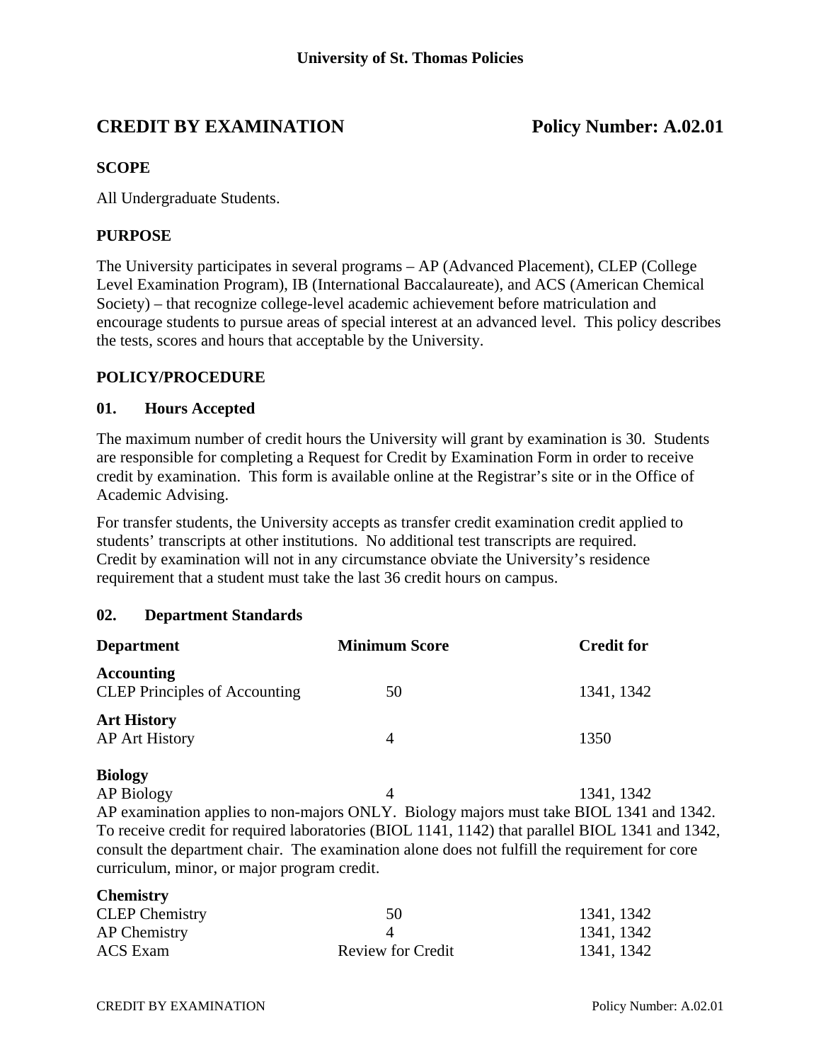University of St. Thomas Policies

# CREDIT BY EXAMINATION — Policy Number: A.02.01

## SCOPE

All Undergraduate Students.

## PURPOSE

The University participates in several programs – AP (Advanced Placement), CLEP (College Level Examination Program), IB (International Baccalaureate), and ACS (American Chemical Society) – that recognize college-level academic achievement before matriculation and encourage students to pursue areas of special interest at an advanced level. This policy describes the tests, scores and hours that acceptable by the University.

## POLICY/PROCEDURE

### 01. Hours Accepted

The maximum number of credit hours the University will grant by examination is 30. Students are responsible for completing a Request for Credit by Examination Form in order to receive credit by examination. This form is available online at the Registrar's site or in the Office of Academic Advising.

For transfer students, the University accepts as transfer credit examination credit applied to students' transcripts at other institutions. No additional test transcripts are required. Credit by examination will not in any circumstance obviate the University's residence requirement that a student must take the last 36 credit hours on campus.

### 02. Department Standards

| Department | Minimum Score | Credit for |
|---|---|---|
| **Accounting** | | |
| CLEP Principles of Accounting | 50 | 1341, 1342 |
| **Art History** | | |
| AP Art History | 4 | 1350 |
| **Biology** | | |
| AP Biology | 4 | 1341, 1342 |

AP examination applies to non-majors ONLY. Biology majors must take BIOL 1341 and 1342. To receive credit for required laboratories (BIOL 1141, 1142) that parallel BIOL 1341 and 1342, consult the department chair. The examination alone does not fulfill the requirement for core curriculum, minor, or major program credit.

| Department | Minimum Score | Credit for |
|---|---|---|
| **Chemistry** | | |
| CLEP Chemistry | 50 | 1341, 1342 |
| AP Chemistry | 4 | 1341, 1342 |
| ACS Exam | Review for Credit | 1341, 1342 |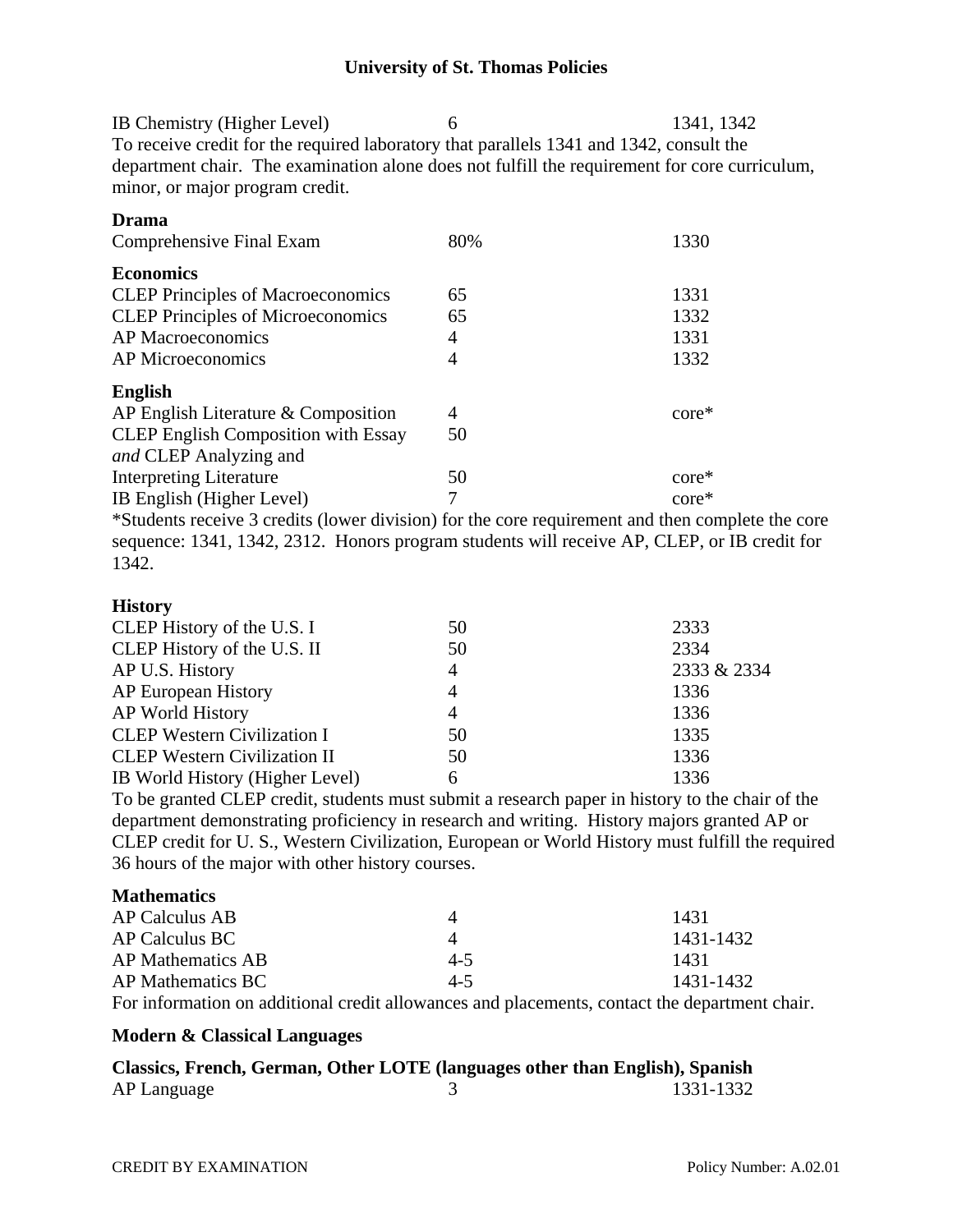| | | |
|---|---|---|
| IB Chemistry (Higher Level) | 6 | 1341, 1342 |

To receive credit for the required laboratory that parallels 1341 and 1342, consult the department chair. The examination alone does not fulfill the requirement for core curriculum, minor, or major program credit.

**Drama**

| | | |
|---|---|---|
| Comprehensive Final Exam | 80% | 1330 |

**Economics**

| | | |
|---|---|---|
| CLEP Principles of Macroeconomics | 65 | 1331 |
| CLEP Principles of Microeconomics | 65 | 1332 |
| AP Macroeconomics | 4 | 1331 |
| AP Microeconomics | 4 | 1332 |

**English**

| | | |
|---|---|---|
| AP English Literature & Composition | 4 | core* |
| CLEP English Composition with Essay *and* CLEP Analyzing and Interpreting Literature | 50<br>50 | core* |
| IB English (Higher Level) | 7 | core* |

*Students receive 3 credits (lower division) for the core requirement and then complete the core sequence: 1341, 1342, 2312. Honors program students will receive AP, CLEP, or IB credit for 1342.

**History**

| | | |
|---|---|---|
| CLEP History of the U.S. I | 50 | 2333 |
| CLEP History of the U.S. II | 50 | 2334 |
| AP U.S. History | 4 | 2333 & 2334 |
| AP European History | 4 | 1336 |
| AP World History | 4 | 1336 |
| CLEP Western Civilization I | 50 | 1335 |
| CLEP Western Civilization II | 50 | 1336 |
| IB World History (Higher Level) | 6 | 1336 |

To be granted CLEP credit, students must submit a research paper in history to the chair of the department demonstrating proficiency in research and writing. History majors granted AP or CLEP credit for U. S., Western Civilization, European or World History must fulfill the required 36 hours of the major with other history courses.

**Mathematics**

| | | |
|---|---|---|
| AP Calculus AB | 4 | 1431 |
| AP Calculus BC | 4 | 1431-1432 |
| AP Mathematics AB | 4-5 | 1431 |
| AP Mathematics BC | 4-5 | 1431-1432 |

For information on additional credit allowances and placements, contact the department chair.

**Modern & Classical Languages**

**Classics, French, German, Other LOTE (languages other than English), Spanish**

| | | |
|---|---|---|
| AP Language | 3 | 1331-1332 |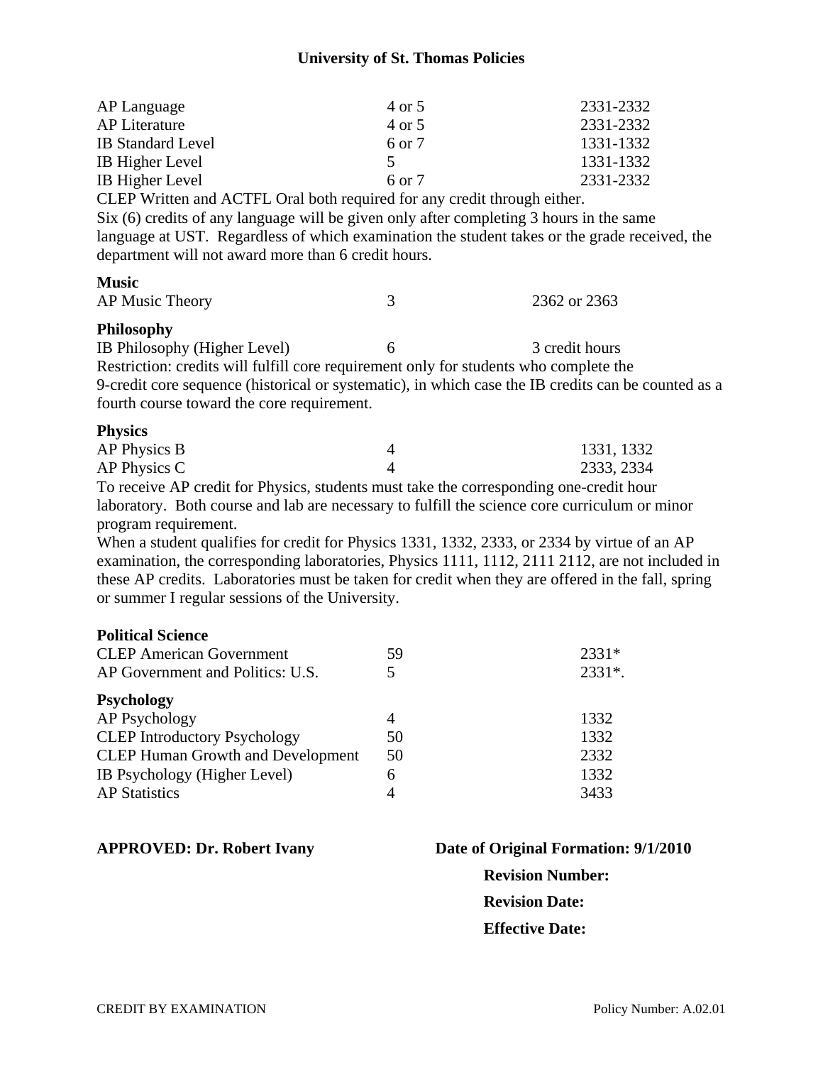# University of St. Thomas Policies

| | | |
|---|---|---|
| AP Language | 4 or 5 | 2331-2332 |
| AP Literature | 4 or 5 | 2331-2332 |
| IB Standard Level | 6 or 7 | 1331-1332 |
| IB Higher Level | 5 | 1331-1332 |
| IB Higher Level | 6 or 7 | 2331-2332 |

CLEP Written and ACTFL Oral both required for any credit through either.
Six (6) credits of any language will be given only after completing 3 hours in the same language at UST. Regardless of which examination the student takes or the grade received, the department will not award more than 6 credit hours.

**Music**

| | | |
|---|---|---|
| AP Music Theory | 3 | 2362 or 2363 |

**Philosophy**

| | | |
|---|---|---|
| IB Philosophy (Higher Level) | 6 | 3 credit hours |

Restriction: credits will fulfill core requirement only for students who complete the 9-credit core sequence (historical or systematic), in which case the IB credits can be counted as a fourth course toward the core requirement.

**Physics**

| | | |
|---|---|---|
| AP Physics B | 4 | 1331, 1332 |
| AP Physics C | 4 | 2333, 2334 |

To receive AP credit for Physics, students must take the corresponding one-credit hour laboratory. Both course and lab are necessary to fulfill the science core curriculum or minor program requirement.
When a student qualifies for credit for Physics 1331, 1332, 2333, or 2334 by virtue of an AP examination, the corresponding laboratories, Physics 1111, 1112, 2111 2112, are not included in these AP credits. Laboratories must be taken for credit when they are offered in the fall, spring or summer I regular sessions of the University.

**Political Science**

| | | |
|---|---|---|
| CLEP American Government | 59 | 2331* |
| AP Government and Politics: U.S. | 5 | 2331*. |

**Psychology**

| | | |
|---|---|---|
| AP Psychology | 4 | 1332 |
| CLEP Introductory Psychology | 50 | 1332 |
| CLEP Human Growth and Development | 50 | 2332 |
| IB Psychology (Higher Level) | 6 | 1332 |
| AP Statistics | 4 | 3433 |

**APPROVED: Dr. Robert Ivany**

**Date of Original Formation: 9/1/2010**

**Revision Number:**

**Revision Date:**

**Effective Date:**